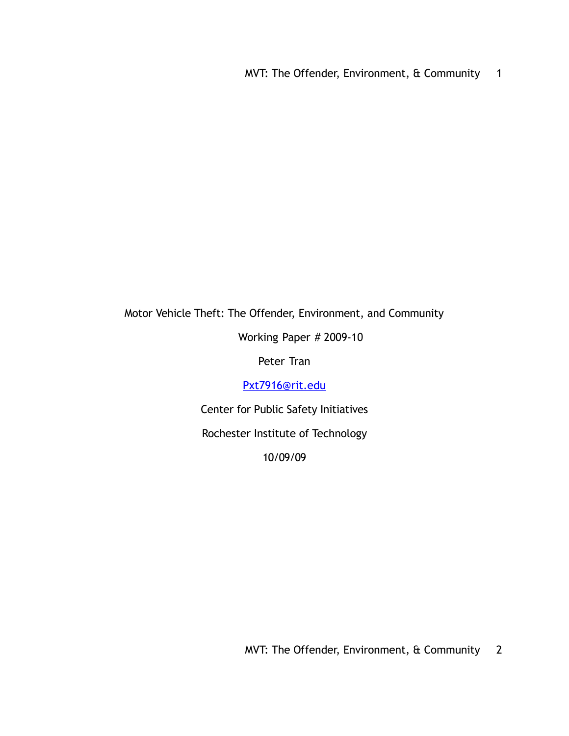# Motor Vehicle Theft: The Offender, Environment, and Community

Working Paper # 2009-10

Peter Tran

Pxt7916@rit.edu

Center for Public Safety Initiatives

Rochester Institute of Technology

10/09/09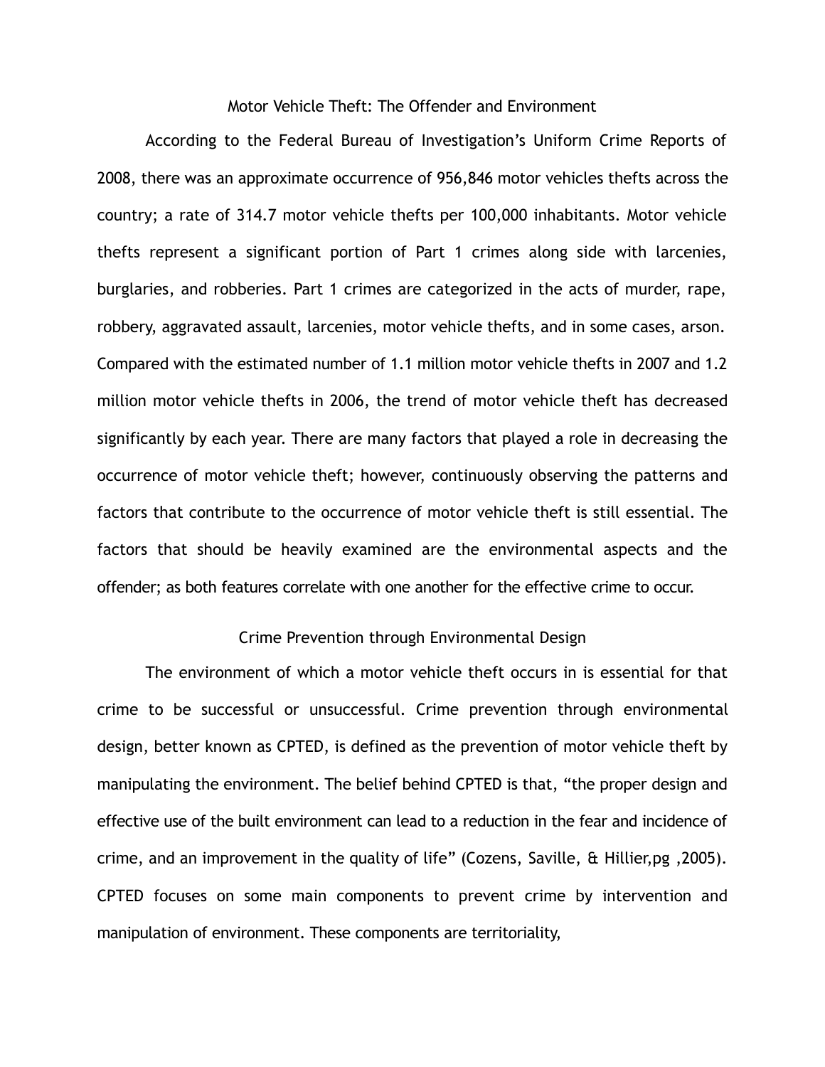# Motor Vehicle Theft: The Offender and Environment

According to the Federal Bureau of Investigation's Uniform Crime Reports of 2008, there was an approximate occurrence of 956,846 motor vehicles thefts across the country; a rate of 314.7 motor vehicle thefts per 100,000 inhabitants. Motor vehicle thefts represent a significant portion of Part 1 crimes along side with larcenies, burglaries, and robberies. Part 1 crimes are categorized in the acts of murder, rape, robbery, aggravated assault, larcenies, motor vehicle thefts, and in some cases, arson. Compared with the estimated number of 1.1 million motor vehicle thefts in 2007 and 1.2 million motor vehicle thefts in 2006, the trend of motor vehicle theft has decreased significantly by each year. There are many factors that played a role in decreasing the occurrence of motor vehicle theft; however, continuously observing the patterns and factors that contribute to the occurrence of motor vehicle theft is still essential. The factors that should be heavily examined are the environmental aspects and the offender; as both features correlate with one another for the effective crime to occur.

## Crime Prevention through Environmental Design

The environment of which a motor vehicle theft occurs in is essential for that crime to be successful or unsuccessful. Crime prevention through environmental design, better known as CPTED, is defined as the prevention of motor vehicle theft by manipulating the environment. The belief behind CPTED is that, "the proper design and effective use of the built environment can lead to a reduction in the fear and incidence of crime, and an improvement in the quality of life" (Cozens, Saville, & Hillier,pg ,2005). CPTED focuses on some main components to prevent crime by intervention and manipulation of environment. These components are territoriality,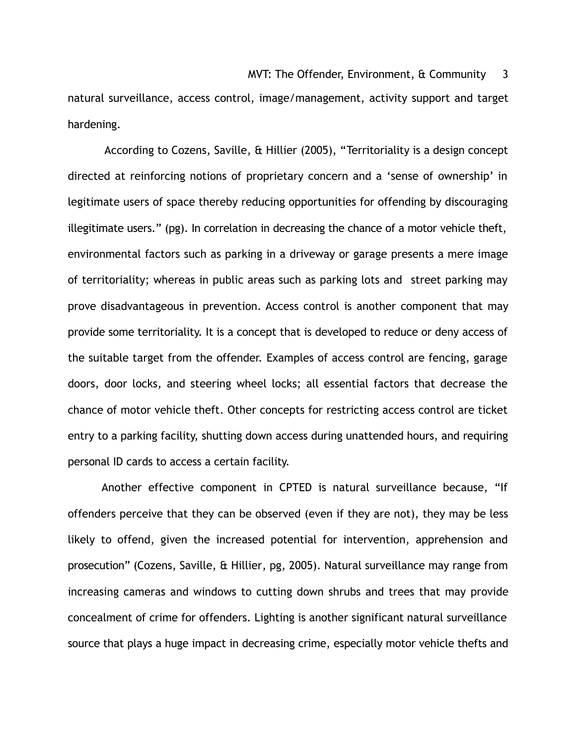natural surveillance, access control, image/management, activity support and target hardening.

According to Cozens, Saville, & Hillier (2005), "Territoriality is a design concept directed at reinforcing notions of proprietary concern and a 'sense of ownership' in legitimate users of space thereby reducing opportunities for offending by discouraging illegitimate users." (pg). In correlation in decreasing the chance of a motor vehicle theft, environmental factors such as parking in a driveway or garage presents a mere image of territoriality; whereas in public areas such as parking lots and street parking may prove disadvantageous in prevention. Access control is another component that may provide some territoriality. It is a concept that is developed to reduce or deny access of the suitable target from the offender. Examples of access control are fencing, garage doors, door locks, and steering wheel locks; all essential factors that decrease the chance of motor vehicle theft. Other concepts for restricting access control are ticket entry to a parking facility, shutting down access during unattended hours, and requiring personal ID cards to access a certain facility.

Another effective component in CPTED is natural surveillance because, "If offenders perceive that they can be observed (even if they are not), they may be less likely to offend, given the increased potential for intervention, apprehension and prosecution" (Cozens, Saville, & Hillier, pg, 2005). Natural surveillance may range from increasing cameras and windows to cutting down shrubs and trees that may provide concealment of crime for offenders. Lighting is another significant natural surveillance source that plays a huge impact in decreasing crime, especially motor vehicle thefts and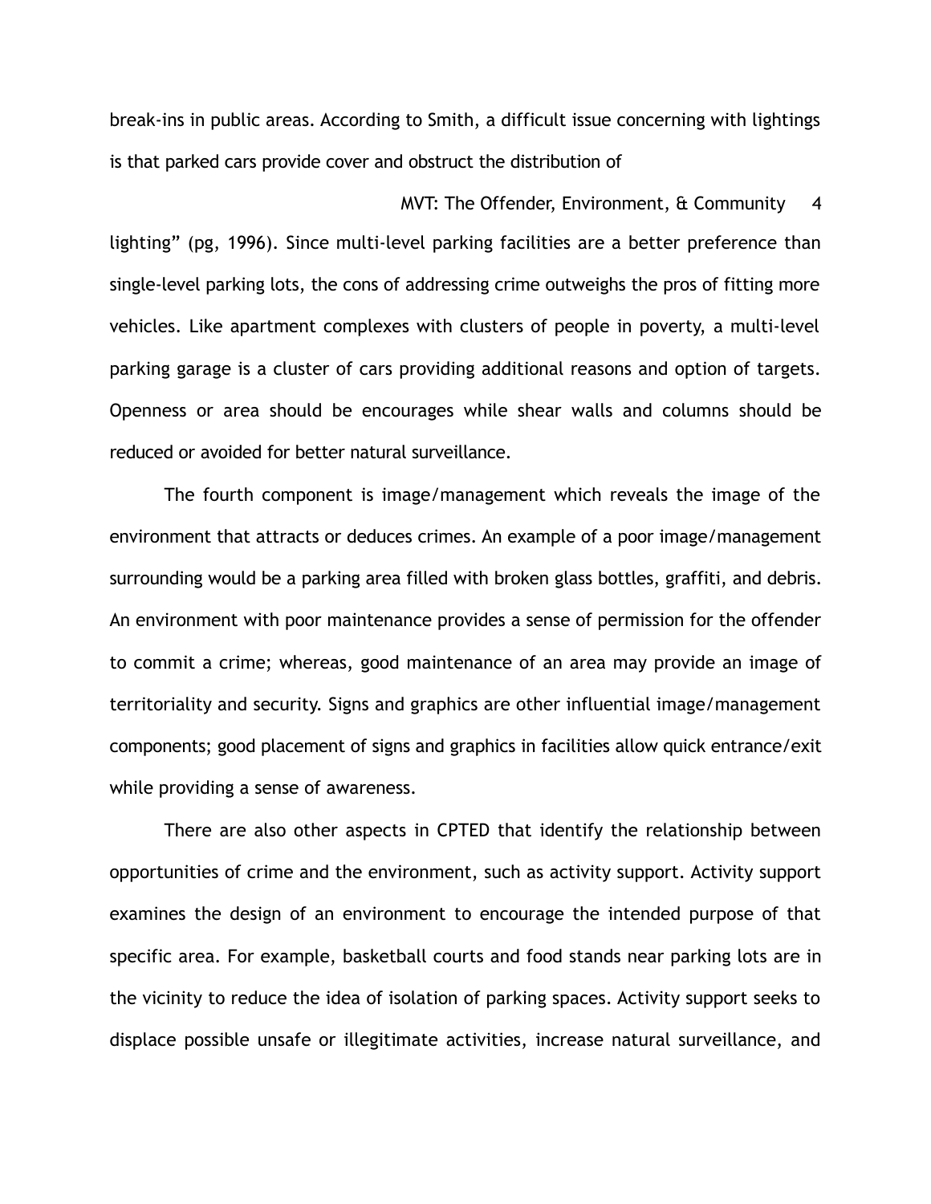break-ins in public areas. According to Smith, a difficult issue concerning with lightings is that parked cars provide cover and obstruct the distribution of lighting" (pg, 1996). Since multi-level parking facilities are a better preference than single-level parking lots, the cons of addressing crime outweighs the pros of fitting more vehicles. Like apartment complexes with clusters of people in poverty, a multi-level parking garage is a cluster of cars providing additional reasons and option of targets. Openness or area should be encourages while shear walls and columns should be reduced or avoided for better natural surveillance.

The fourth component is image/management which reveals the image of the environment that attracts or deduces crimes. An example of a poor image/management surrounding would be a parking area filled with broken glass bottles, graffiti, and debris. An environment with poor maintenance provides a sense of permission for the offender to commit a crime; whereas, good maintenance of an area may provide an image of territoriality and security. Signs and graphics are other influential image/management components; good placement of signs and graphics in facilities allow quick entrance/exit while providing a sense of awareness.

There are also other aspects in CPTED that identify the relationship between opportunities of crime and the environment, such as activity support. Activity support examines the design of an environment to encourage the intended purpose of that specific area. For example, basketball courts and food stands near parking lots are in the vicinity to reduce the idea of isolation of parking spaces. Activity support seeks to displace possible unsafe or illegitimate activities, increase natural surveillance, and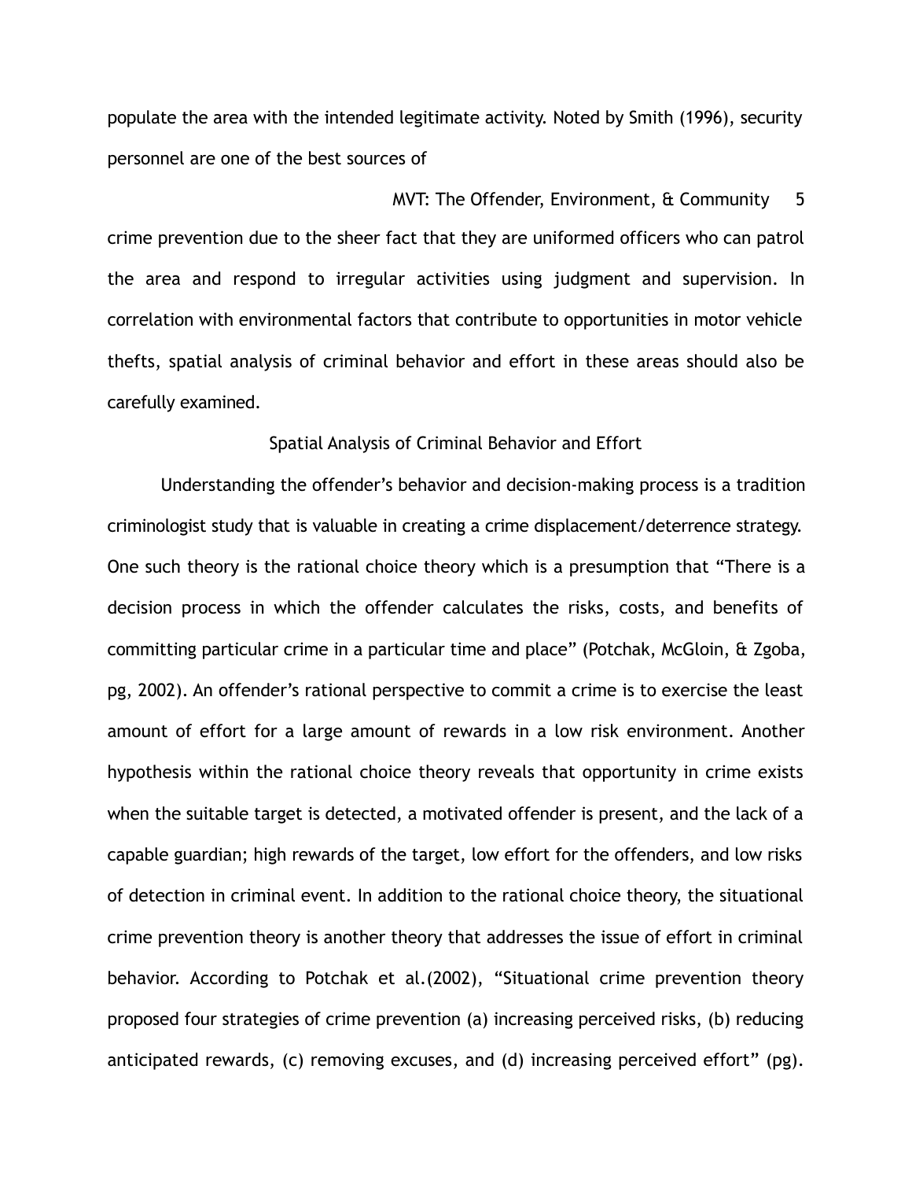populate the area with the intended legitimate activity. Noted by Smith (1996), security personnel are one of the best sources of crime prevention due to the sheer fact that they are uniformed officers who can patrol the area and respond to irregular activities using judgment and supervision. In correlation with environmental factors that contribute to opportunities in motor vehicle thefts, spatial analysis of criminal behavior and effort in these areas should also be carefully examined.

## Spatial Analysis of Criminal Behavior and Effort

Understanding the offender's behavior and decision-making process is a tradition criminologist study that is valuable in creating a crime displacement/deterrence strategy. One such theory is the rational choice theory which is a presumption that "There is a decision process in which the offender calculates the risks, costs, and benefits of committing particular crime in a particular time and place" (Potchak, McGloin, & Zgoba, pg, 2002). An offender's rational perspective to commit a crime is to exercise the least amount of effort for a large amount of rewards in a low risk environment. Another hypothesis within the rational choice theory reveals that opportunity in crime exists when the suitable target is detected, a motivated offender is present, and the lack of a capable guardian; high rewards of the target, low effort for the offenders, and low risks of detection in criminal event. In addition to the rational choice theory, the situational crime prevention theory is another theory that addresses the issue of effort in criminal behavior. According to Potchak et al.(2002), "Situational crime prevention theory proposed four strategies of crime prevention (a) increasing perceived risks, (b) reducing anticipated rewards, (c) removing excuses, and (d) increasing perceived effort" (pg).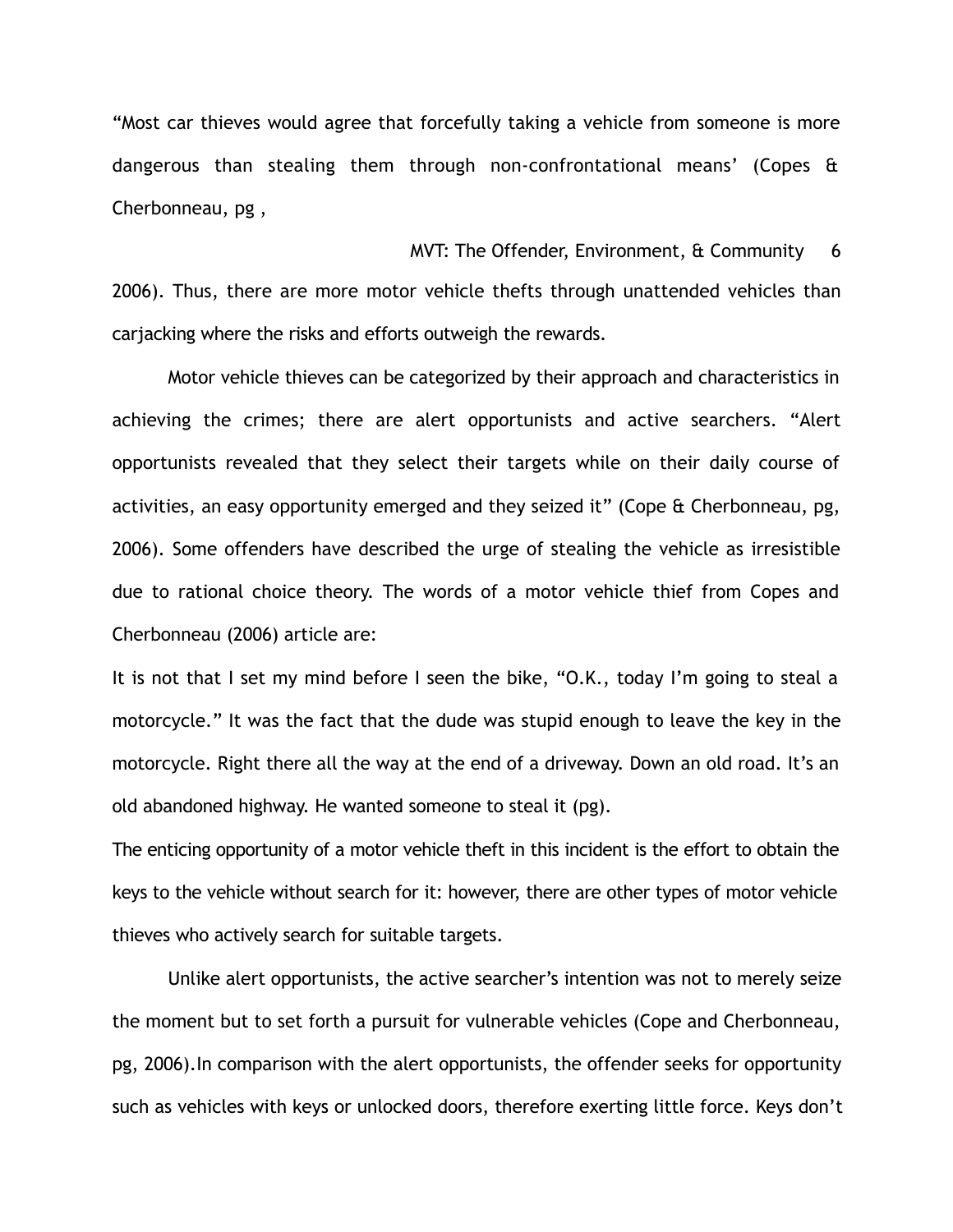"Most car thieves would agree that forcefully taking a vehicle from someone is more dangerous than stealing them through non-confrontational means' (Copes & Cherbonneau, pg , 2006). Thus, there are more motor vehicle thefts through unattended vehicles than carjacking where the risks and efforts outweigh the rewards.

Motor vehicle thieves can be categorized by their approach and characteristics in achieving the crimes; there are alert opportunists and active searchers. "Alert opportunists revealed that they select their targets while on their daily course of activities, an easy opportunity emerged and they seized it" (Cope & Cherbonneau, pg, 2006). Some offenders have described the urge of stealing the vehicle as irresistible due to rational choice theory. The words of a motor vehicle thief from Copes and Cherbonneau (2006) article are:

It is not that I set my mind before I seen the bike, "O.K., today I'm going to steal a motorcycle." It was the fact that the dude was stupid enough to leave the key in the motorcycle. Right there all the way at the end of a driveway. Down an old road. It's an old abandoned highway. He wanted someone to steal it (pg).

The enticing opportunity of a motor vehicle theft in this incident is the effort to obtain the keys to the vehicle without search for it: however, there are other types of motor vehicle thieves who actively search for suitable targets.

Unlike alert opportunists, the active searcher's intention was not to merely seize the moment but to set forth a pursuit for vulnerable vehicles (Cope and Cherbonneau, pg, 2006).In comparison with the alert opportunists, the offender seeks for opportunity such as vehicles with keys or unlocked doors, therefore exerting little force. Keys don't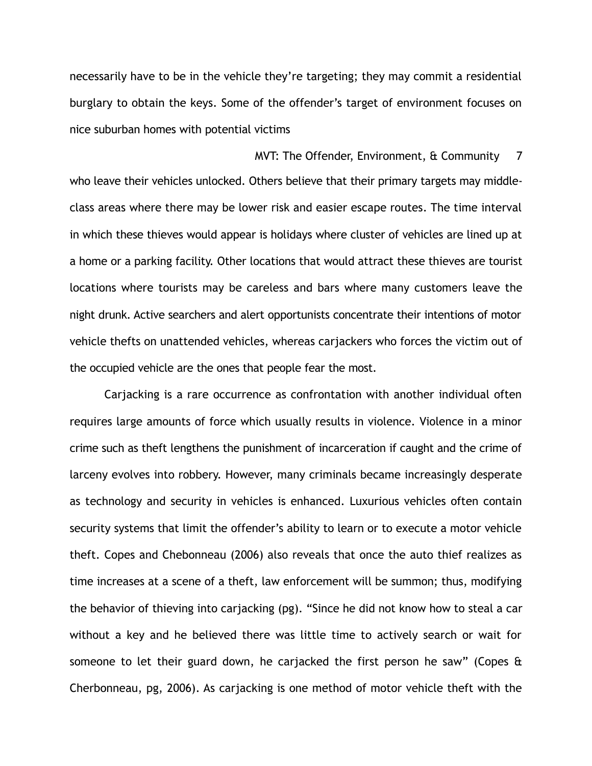necessarily have to be in the vehicle they're targeting; they may commit a residential burglary to obtain the keys. Some of the offender's target of environment focuses on nice suburban homes with potential victims

who leave their vehicles unlocked. Others believe that their primary targets may middle-class areas where there may be lower risk and easier escape routes. The time interval in which these thieves would appear is holidays where cluster of vehicles are lined up at a home or a parking facility. Other locations that would attract these thieves are tourist locations where tourists may be careless and bars where many customers leave the night drunk. Active searchers and alert opportunists concentrate their intentions of motor vehicle thefts on unattended vehicles, whereas carjackers who forces the victim out of the occupied vehicle are the ones that people fear the most.

Carjacking is a rare occurrence as confrontation with another individual often requires large amounts of force which usually results in violence. Violence in a minor crime such as theft lengthens the punishment of incarceration if caught and the crime of larceny evolves into robbery. However, many criminals became increasingly desperate as technology and security in vehicles is enhanced. Luxurious vehicles often contain security systems that limit the offender's ability to learn or to execute a motor vehicle theft. Copes and Chebonneau (2006) also reveals that once the auto thief realizes as time increases at a scene of a theft, law enforcement will be summon; thus, modifying the behavior of thieving into carjacking (pg). "Since he did not know how to steal a car without a key and he believed there was little time to actively search or wait for someone to let their guard down, he carjacked the first person he saw" (Copes & Cherbonneau, pg, 2006). As carjacking is one method of motor vehicle theft with the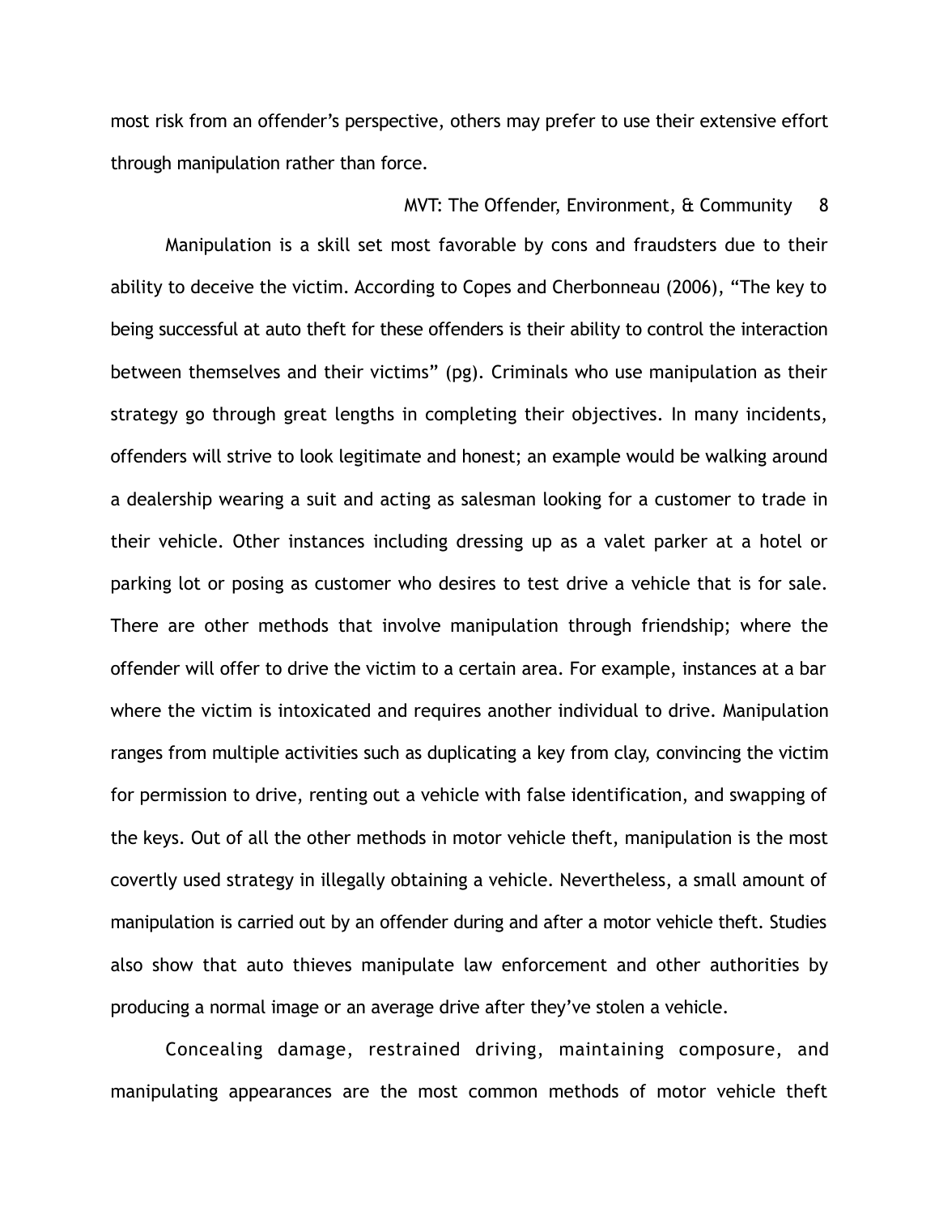most risk from an offender's perspective, others may prefer to use their extensive effort through manipulation rather than force.

Manipulation is a skill set most favorable by cons and fraudsters due to their ability to deceive the victim. According to Copes and Cherbonneau (2006), "The key to being successful at auto theft for these offenders is their ability to control the interaction between themselves and their victims" (pg). Criminals who use manipulation as their strategy go through great lengths in completing their objectives. In many incidents, offenders will strive to look legitimate and honest; an example would be walking around a dealership wearing a suit and acting as salesman looking for a customer to trade in their vehicle. Other instances including dressing up as a valet parker at a hotel or parking lot or posing as customer who desires to test drive a vehicle that is for sale. There are other methods that involve manipulation through friendship; where the offender will offer to drive the victim to a certain area. For example, instances at a bar where the victim is intoxicated and requires another individual to drive. Manipulation ranges from multiple activities such as duplicating a key from clay, convincing the victim for permission to drive, renting out a vehicle with false identification, and swapping of the keys. Out of all the other methods in motor vehicle theft, manipulation is the most covertly used strategy in illegally obtaining a vehicle. Nevertheless, a small amount of manipulation is carried out by an offender during and after a motor vehicle theft. Studies also show that auto thieves manipulate law enforcement and other authorities by producing a normal image or an average drive after they've stolen a vehicle.

Concealing damage, restrained driving, maintaining composure, and manipulating appearances are the most common methods of motor vehicle theft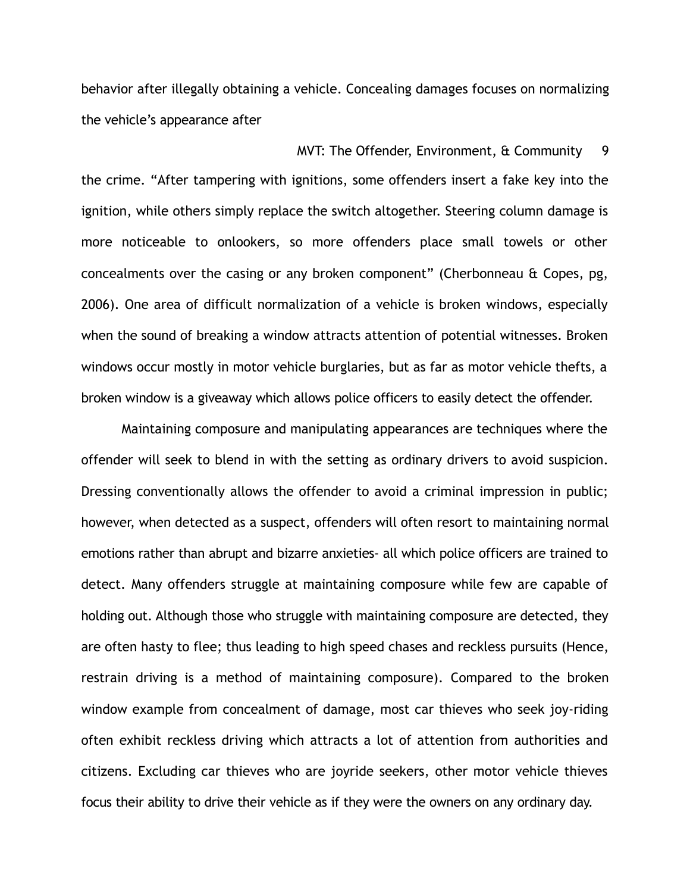behavior after illegally obtaining a vehicle. Concealing damages focuses on normalizing the vehicle's appearance after the crime. "After tampering with ignitions, some offenders insert a fake key into the ignition, while others simply replace the switch altogether. Steering column damage is more noticeable to onlookers, so more offenders place small towels or other concealments over the casing or any broken component" (Cherbonneau & Copes, pg, 2006). One area of difficult normalization of a vehicle is broken windows, especially when the sound of breaking a window attracts attention of potential witnesses. Broken windows occur mostly in motor vehicle burglaries, but as far as motor vehicle thefts, a broken window is a giveaway which allows police officers to easily detect the offender.

Maintaining composure and manipulating appearances are techniques where the offender will seek to blend in with the setting as ordinary drivers to avoid suspicion. Dressing conventionally allows the offender to avoid a criminal impression in public; however, when detected as a suspect, offenders will often resort to maintaining normal emotions rather than abrupt and bizarre anxieties- all which police officers are trained to detect. Many offenders struggle at maintaining composure while few are capable of holding out. Although those who struggle with maintaining composure are detected, they are often hasty to flee; thus leading to high speed chases and reckless pursuits (Hence, restrain driving is a method of maintaining composure). Compared to the broken window example from concealment of damage, most car thieves who seek joy-riding often exhibit reckless driving which attracts a lot of attention from authorities and citizens. Excluding car thieves who are joyride seekers, other motor vehicle thieves focus their ability to drive their vehicle as if they were the owners on any ordinary day.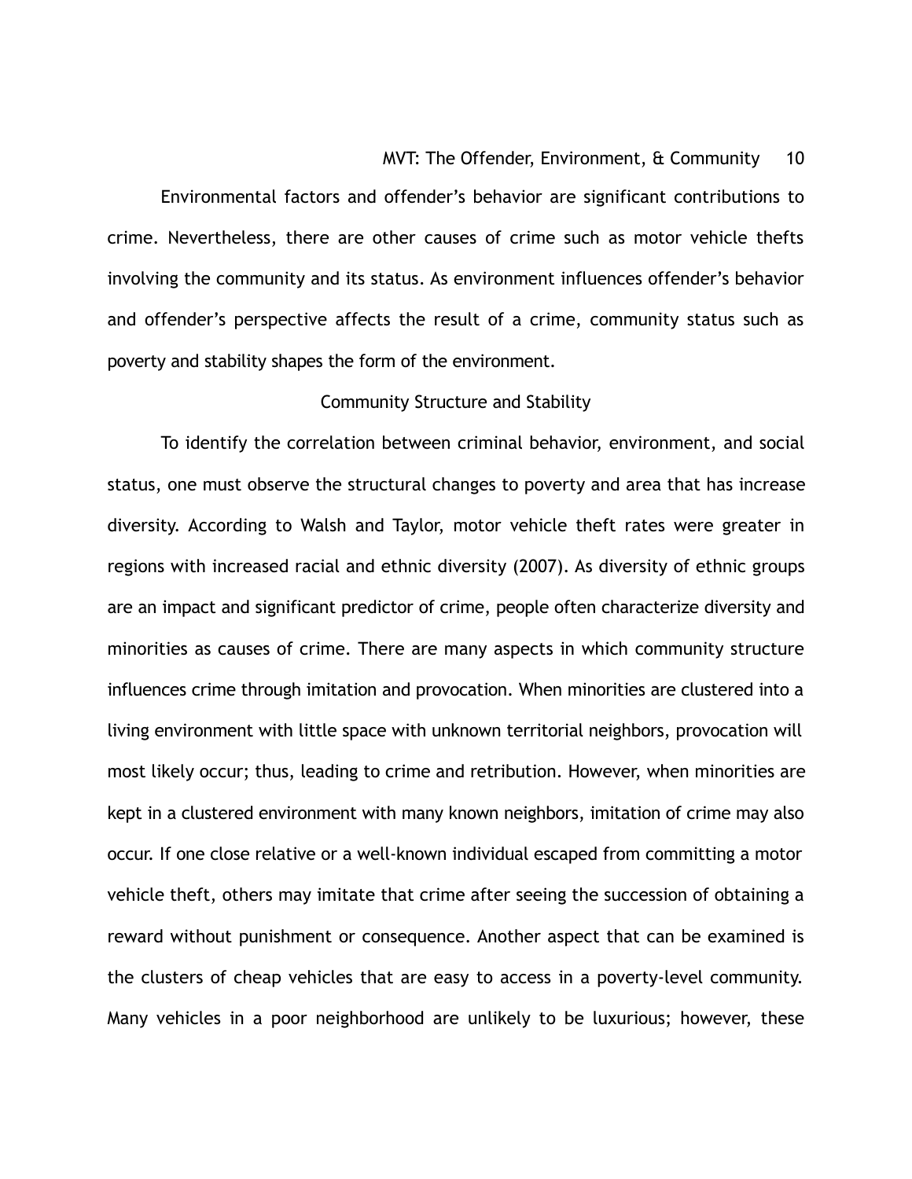Environmental factors and offender's behavior are significant contributions to crime. Nevertheless, there are other causes of crime such as motor vehicle thefts involving the community and its status. As environment influences offender's behavior and offender's perspective affects the result of a crime, community status such as poverty and stability shapes the form of the environment.

## Community Structure and Stability

To identify the correlation between criminal behavior, environment, and social status, one must observe the structural changes to poverty and area that has increase diversity. According to Walsh and Taylor, motor vehicle theft rates were greater in regions with increased racial and ethnic diversity (2007). As diversity of ethnic groups are an impact and significant predictor of crime, people often characterize diversity and minorities as causes of crime. There are many aspects in which community structure influences crime through imitation and provocation. When minorities are clustered into a living environment with little space with unknown territorial neighbors, provocation will most likely occur; thus, leading to crime and retribution. However, when minorities are kept in a clustered environment with many known neighbors, imitation of crime may also occur. If one close relative or a well-known individual escaped from committing a motor vehicle theft, others may imitate that crime after seeing the succession of obtaining a reward without punishment or consequence. Another aspect that can be examined is the clusters of cheap vehicles that are easy to access in a poverty-level community. Many vehicles in a poor neighborhood are unlikely to be luxurious; however, these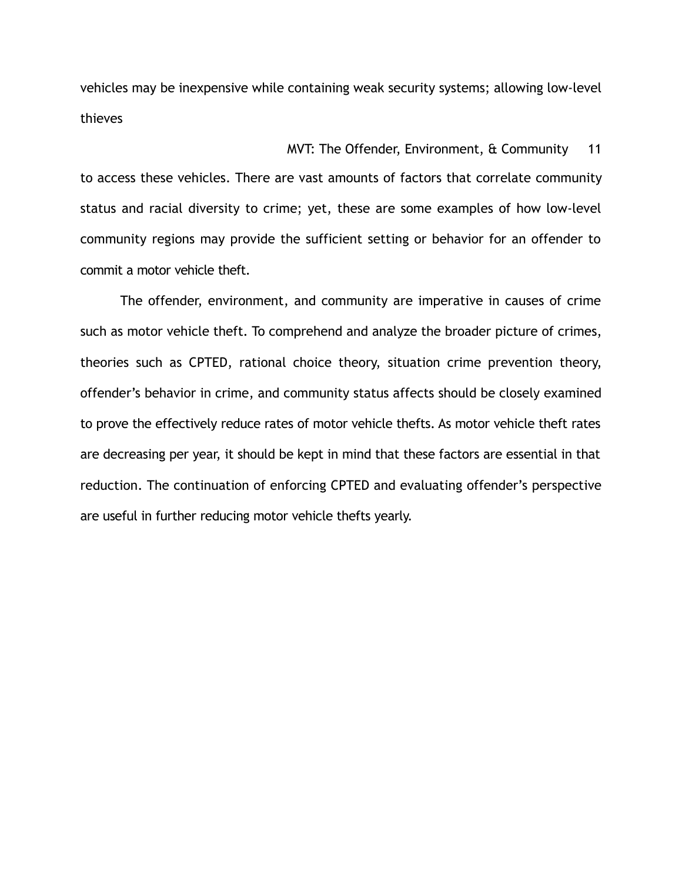vehicles may be inexpensive while containing weak security systems; allowing low-level thieves to access these vehicles. There are vast amounts of factors that correlate community status and racial diversity to crime; yet, these are some examples of how low-level community regions may provide the sufficient setting or behavior for an offender to commit a motor vehicle theft.

The offender, environment, and community are imperative in causes of crime such as motor vehicle theft. To comprehend and analyze the broader picture of crimes, theories such as CPTED, rational choice theory, situation crime prevention theory, offender's behavior in crime, and community status affects should be closely examined to prove the effectively reduce rates of motor vehicle thefts. As motor vehicle theft rates are decreasing per year, it should be kept in mind that these factors are essential in that reduction. The continuation of enforcing CPTED and evaluating offender's perspective are useful in further reducing motor vehicle thefts yearly.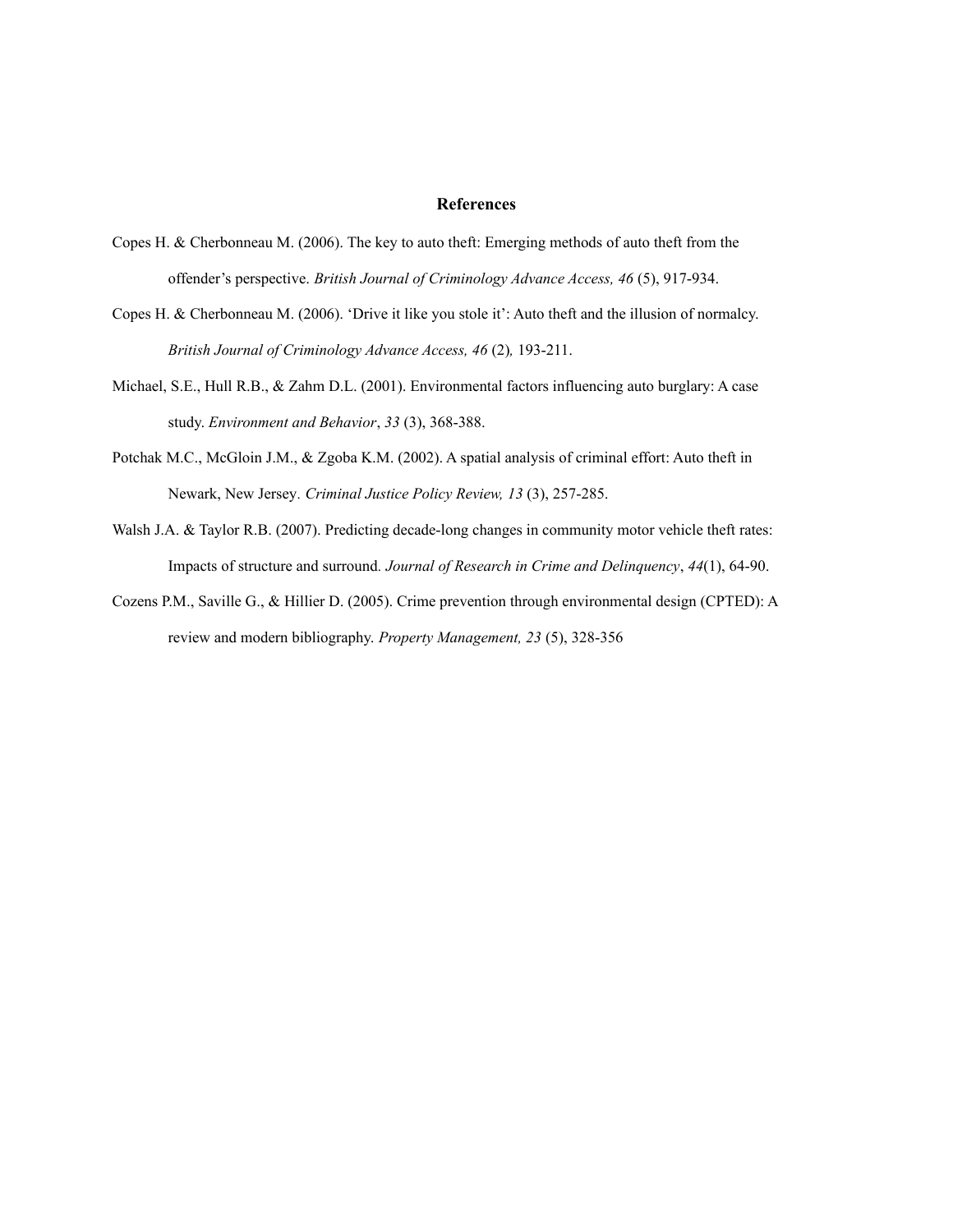## References

Copes H. & Cherbonneau M. (2006). The key to auto theft: Emerging methods of auto theft from the offender's perspective. *British Journal of Criminology Advance Access, 46* (5), 917-934.

Copes H. & Cherbonneau M. (2006). 'Drive it like you stole it': Auto theft and the illusion of normalcy. *British Journal of Criminology Advance Access, 46* (2), 193-211.

Michael, S.E., Hull R.B., & Zahm D.L. (2001). Environmental factors influencing auto burglary: A case study. *Environment and Behavior*, *33* (3), 368-388.

Potchak M.C., McGloin J.M., & Zgoba K.M. (2002). A spatial analysis of criminal effort: Auto theft in Newark, New Jersey. *Criminal Justice Policy Review, 13* (3), 257-285.

Walsh J.A. & Taylor R.B. (2007). Predicting decade-long changes in community motor vehicle theft rates: Impacts of structure and surround. *Journal of Research in Crime and Delinquency*, *44*(1), 64-90.

Cozens P.M., Saville G., & Hillier D. (2005). Crime prevention through environmental design (CPTED): A review and modern bibliography. *Property Management, 23* (5), 328-356